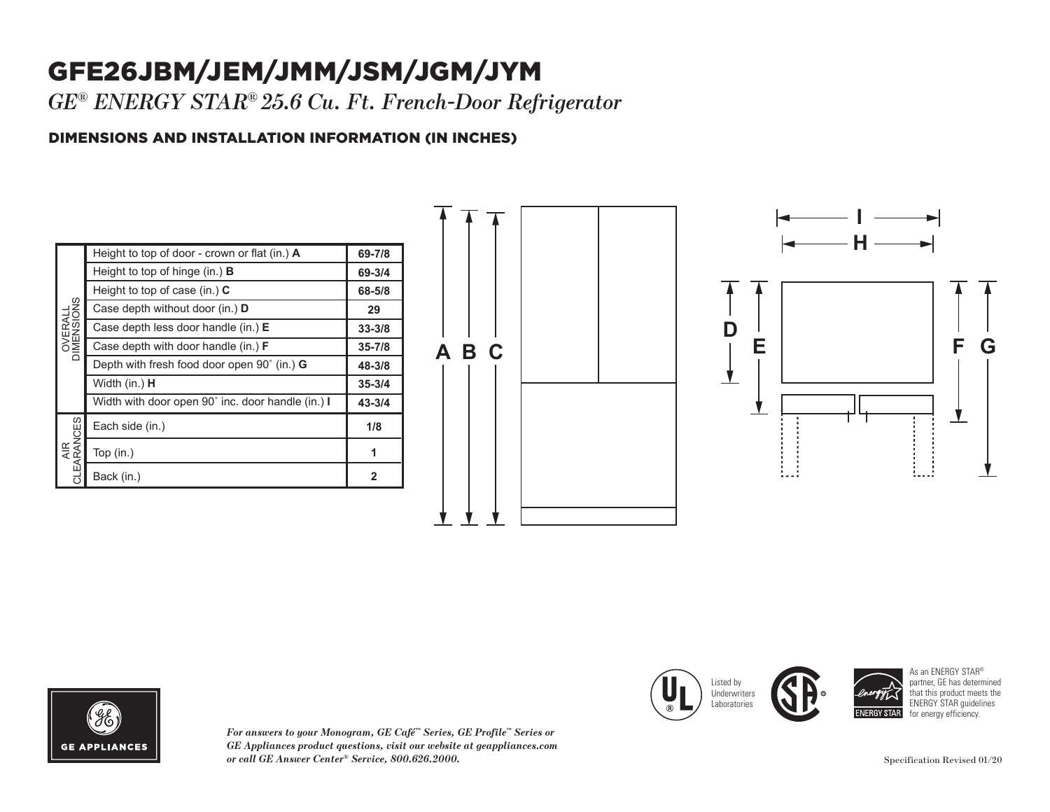# GFE26JBM/JEM/JMM/JSM/JGM/JYM

*GE® ENERGY STAR® 25.6 Cu. Ft. French-Door Refrigerator*

## DIMENSIONS AND INSTALLATION INFORMATION (IN INCHES)

| | | |
|---|---|---|
| OVERALL DIMENSIONS | Height to top of door - crown or flat (in.) **A** | 69-7/8 |
| | Height to top of hinge (in.) **B** | 69-3/4 |
| | Height to top of case (in.) **C** | 68-5/8 |
| | Case depth without door (in.) **D** | 29 |
| | Case depth less door handle (in.) **E** | 33-3/8 |
| | Case depth with door handle (in.) **F** | 35-7/8 |
| | Depth with fresh food door open 90˚ (in.) **G** | 48-3/8 |
| | Width (in.) **H** | 35-3/4 |
| | Width with door open 90˚ inc. door handle (in.) **I** | 43-3/4 |
| AIR CLEARANCES | Each side (in.) | 1/8 |
| | Top (in.) | 1 |
| | Back (in.) | 2 |

Listed by Underwriters Laboratories

As an ENERGY STAR® partner, GE has determined that this product meets the ENERGY STAR guidelines for energy efficiency.

GE APPLIANCES

*For answers to your Monogram, GE Café™ Series, GE Profile™ Series or GE Appliances product questions, visit our website at geappliances.com or call GE Answer Center® Service, 800.626.2000.*

Specification Revised 01/20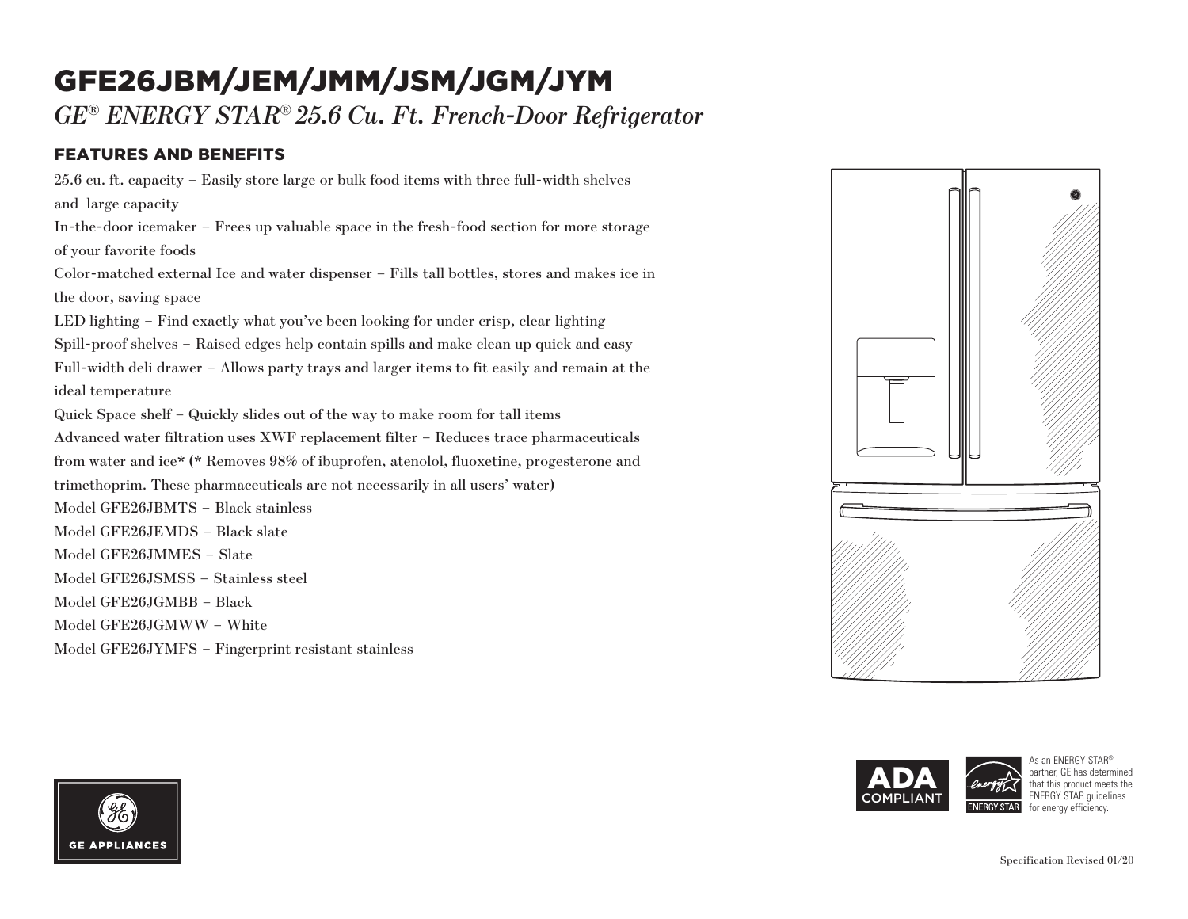# GFE26JBM/JEM/JMM/JSM/JGM/JYM

*GE® ENERGY STAR® 25.6 Cu. Ft. French-Door Refrigerator*

## FEATURES AND BENEFITS

25.6 cu. ft. capacity – Easily store large or bulk food items with three full-width shelves and large capacity

In-the-door icemaker – Frees up valuable space in the fresh-food section for more storage of your favorite foods

Color-matched external Ice and water dispenser – Fills tall bottles, stores and makes ice in the door, saving space

LED lighting – Find exactly what you've been looking for under crisp, clear lighting

Spill-proof shelves – Raised edges help contain spills and make clean up quick and easy

Full-width deli drawer – Allows party trays and larger items to fit easily and remain at the ideal temperature

Quick Space shelf – Quickly slides out of the way to make room for tall items

Advanced water filtration uses XWF replacement filter – Reduces trace pharmaceuticals from water and ice* (* Removes 98% of ibuprofen, atenolol, fluoxetine, progesterone and trimethoprim. These pharmaceuticals are not necessarily in all users' water)

Model GFE26JBMTS – Black stainless

Model GFE26JEMDS – Black slate

Model GFE26JMMES – Slate

Model GFE26JSMSS – Stainless steel

Model GFE26JGMBB – Black

Model GFE26JGMWW – White

Model GFE26JYMFS – Fingerprint resistant stainless

GE APPLIANCES

ADA COMPLIANT

ENERGY STAR

As an ENERGY STAR® partner, GE has determined that this product meets the ENERGY STAR guidelines for energy efficiency.

Specification Revised 01/20